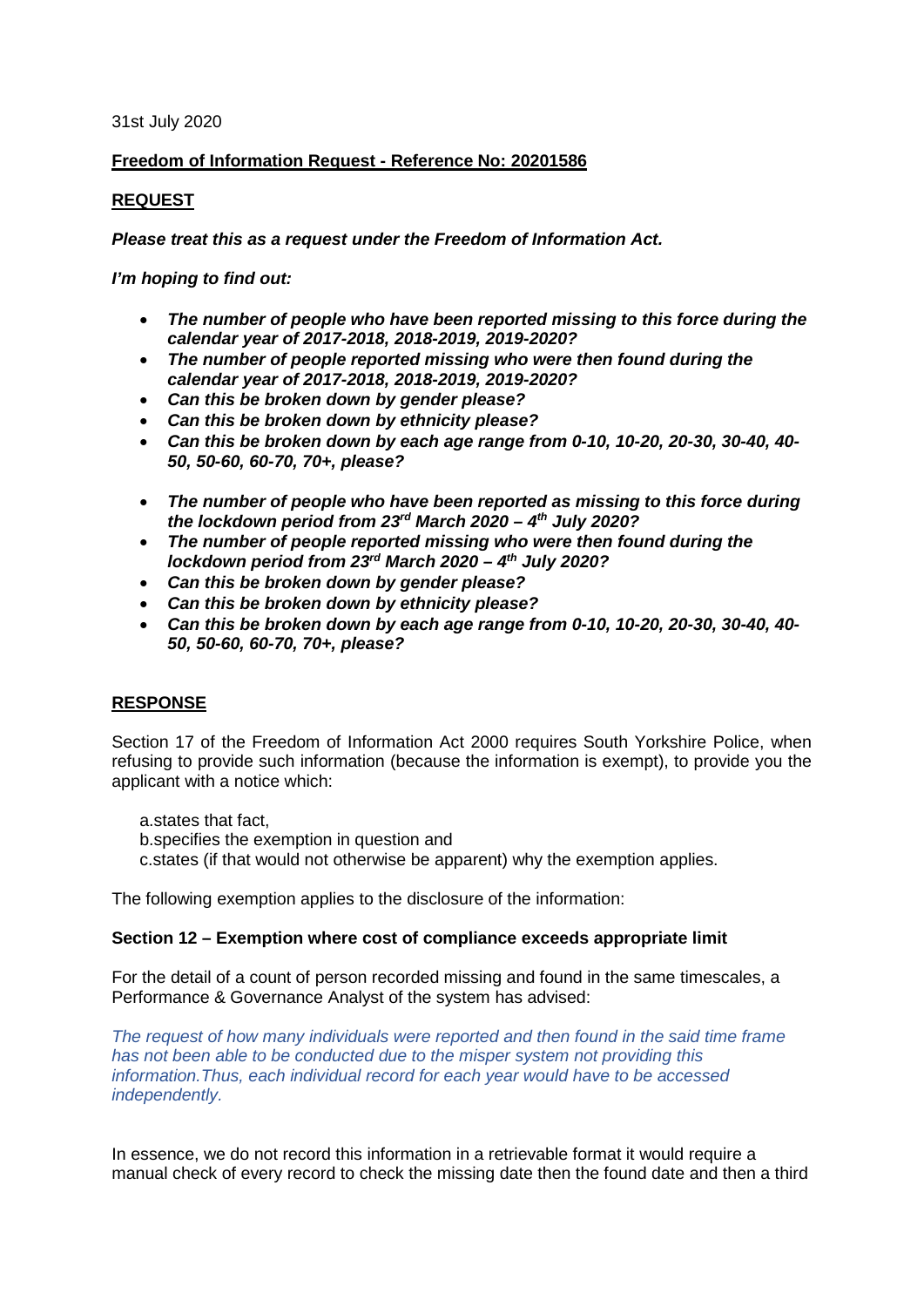31st July 2020

**Freedom of Information Request - Reference No: 20201586**

**REQUEST**

***Please treat this as a request under the Freedom of Information Act.***

***I'm hoping to find out:***

- ***The number of people who have been reported missing to this force during the calendar year of 2017-2018, 2018-2019, 2019-2020?***
- ***The number of people reported missing who were then found during the calendar year of 2017-2018, 2018-2019, 2019-2020?***
- ***Can this be broken down by gender please?***
- ***Can this be broken down by ethnicity please?***
- ***Can this be broken down by each age range from 0-10, 10-20, 20-30, 30-40, 40-50, 50-60, 60-70, 70+, please?***

- ***The number of people who have been reported as missing to this force during the lockdown period from 23rd March 2020 – 4th July 2020?***
- ***The number of people reported missing who were then found during the lockdown period from 23rd March 2020 – 4th July 2020?***
- ***Can this be broken down by gender please?***
- ***Can this be broken down by ethnicity please?***
- ***Can this be broken down by each age range from 0-10, 10-20, 20-30, 30-40, 40-50, 50-60, 60-70, 70+, please?***

**RESPONSE**

Section 17 of the Freedom of Information Act 2000 requires South Yorkshire Police, when refusing to provide such information (because the information is exempt), to provide you the applicant with a notice which:

a.states that fact,
b.specifies the exemption in question and
c.states (if that would not otherwise be apparent) why the exemption applies.

The following exemption applies to the disclosure of the information:

**Section 12 – Exemption where cost of compliance exceeds appropriate limit**

For the detail of a count of person recorded missing and found in the same timescales, a Performance & Governance Analyst of the system has advised:

*The request of how many individuals were reported and then found in the said time frame has not been able to be conducted due to the misper system not providing this information.Thus, each individual record for each year would have to be accessed independently.*

In essence, we do not record this information in a retrievable format it would require a manual check of every record to check the missing date then the found date and then a third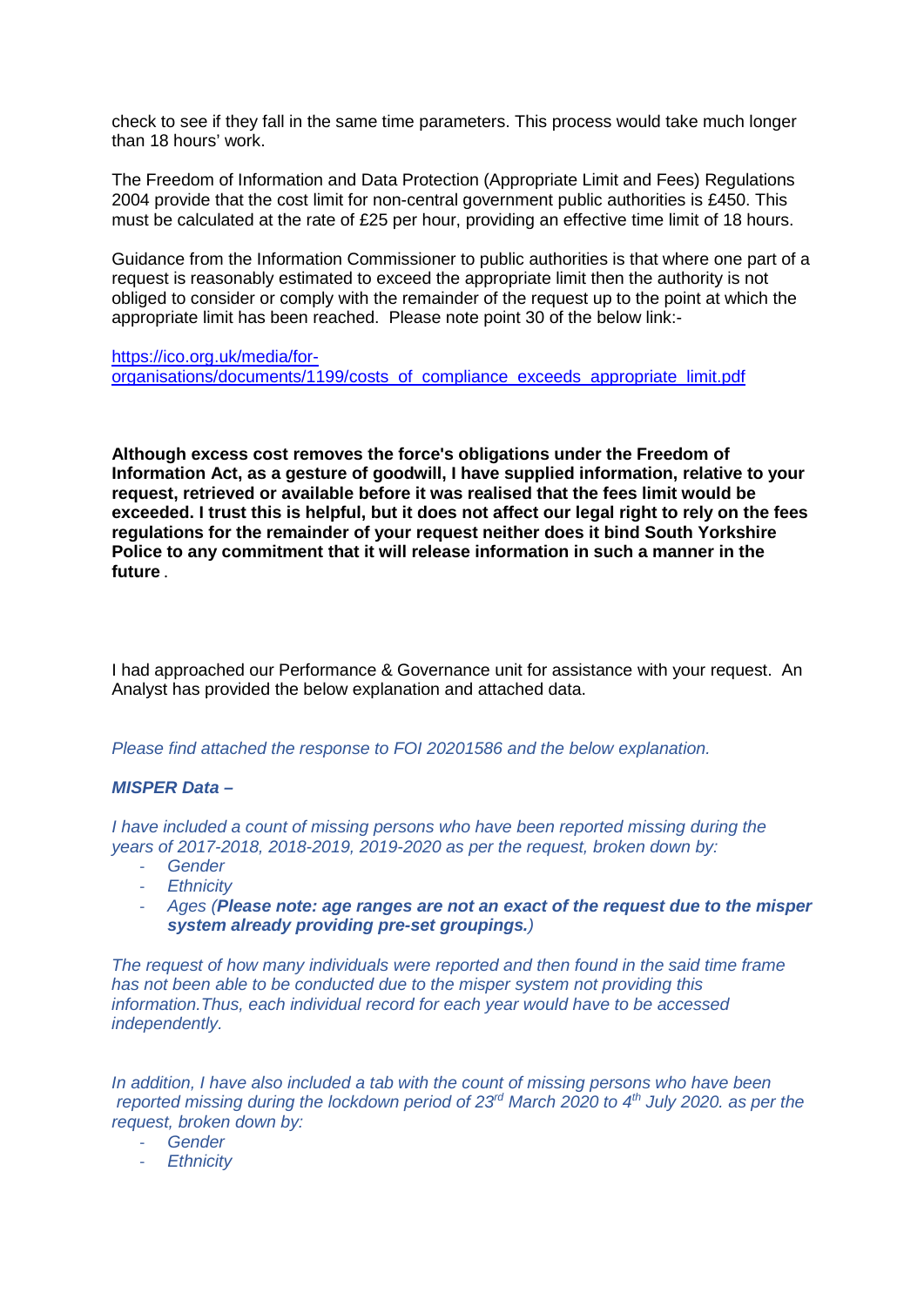check to see if they fall in the same time parameters. This process would take much longer than 18 hours' work.

The Freedom of Information and Data Protection (Appropriate Limit and Fees) Regulations 2004 provide that the cost limit for non-central government public authorities is £450. This must be calculated at the rate of £25 per hour, providing an effective time limit of 18 hours.

Guidance from the Information Commissioner to public authorities is that where one part of a request is reasonably estimated to exceed the appropriate limit then the authority is not obliged to consider or comply with the remainder of the request up to the point at which the appropriate limit has been reached. Please note point 30 of the below link:-

[https://ico.org.uk/media/for-organisations/documents/1199/costs_of_compliance_exceeds_appropriate_limit.pdf](https://ico.org.uk/media/for-organisations/documents/1199/costs_of_compliance_exceeds_appropriate_limit.pdf)

**Although excess cost removes the force's obligations under the Freedom of Information Act, as a gesture of goodwill, I have supplied information, relative to your request, retrieved or available before it was realised that the fees limit would be exceeded. I trust this is helpful, but it does not affect our legal right to rely on the fees regulations for the remainder of your request neither does it bind South Yorkshire Police to any commitment that it will release information in such a manner in the future** .

I had approached our Performance & Governance unit for assistance with your request. An Analyst has provided the below explanation and attached data.

*Please find attached the response to FOI 20201586 and the below explanation.*

***MISPER Data –***

*I have included a count of missing persons who have been reported missing during the years of 2017-2018, 2018-2019, 2019-2020 as per the request, broken down by:*

- *Gender*
- *Ethnicity*
- *Ages (**Please note: age ranges are not an exact of the request due to the misper system already providing pre-set groupings.**)*

*The request of how many individuals were reported and then found in the said time frame has not been able to be conducted due to the misper system not providing this information.Thus, each individual record for each year would have to be accessed independently.*

*In addition, I have also included a tab with the count of missing persons who have been reported missing during the lockdown period of 23rd March 2020 to 4th July 2020. as per the request, broken down by:*

- *Gender*
- *Ethnicity*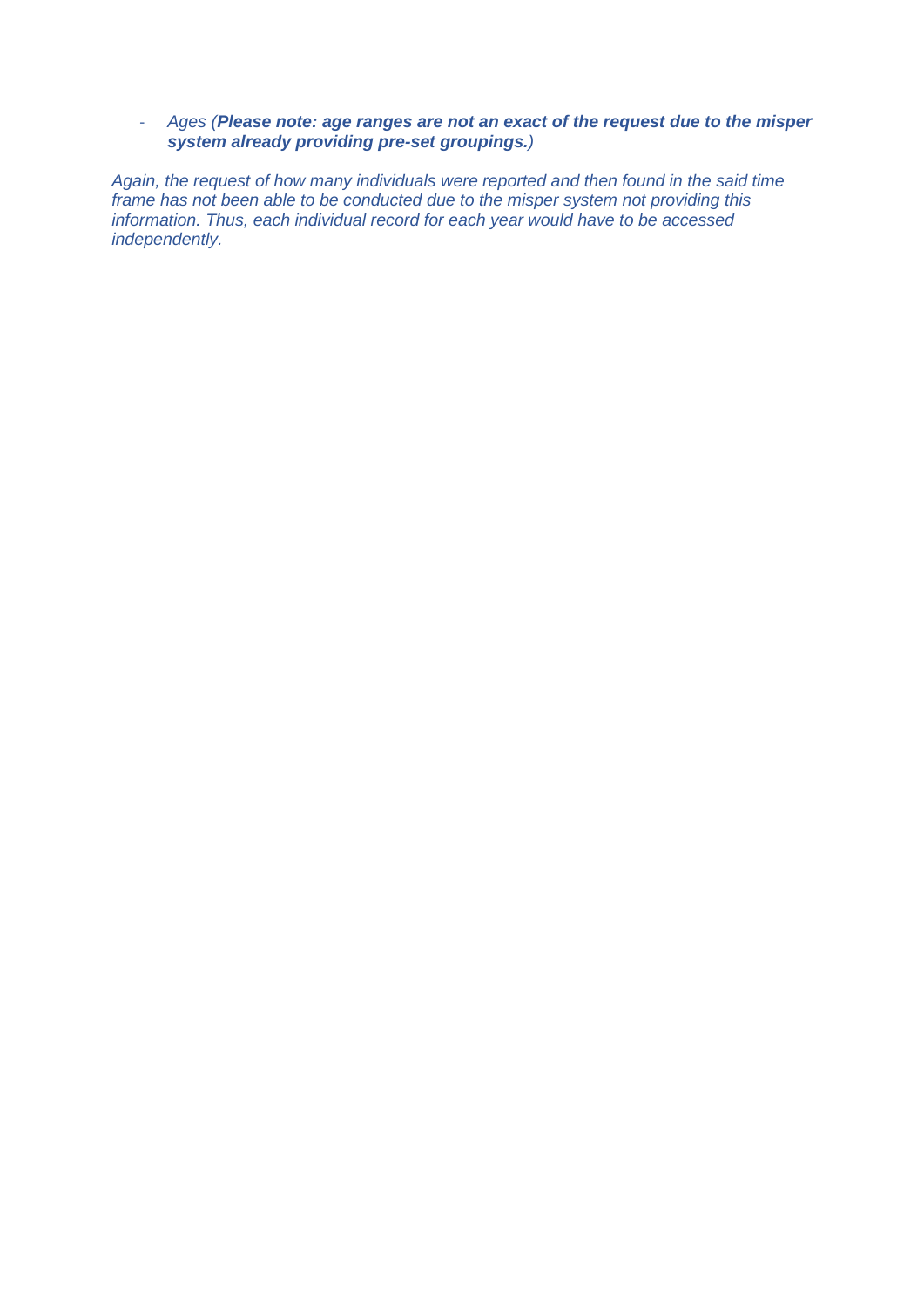- *Ages (**Please note: age ranges are not an exact of the request due to the misper system already providing pre-set groupings.**)*

*Again, the request of how many individuals were reported and then found in the said time frame has not been able to be conducted due to the misper system not providing this information. Thus, each individual record for each year would have to be accessed independently.*